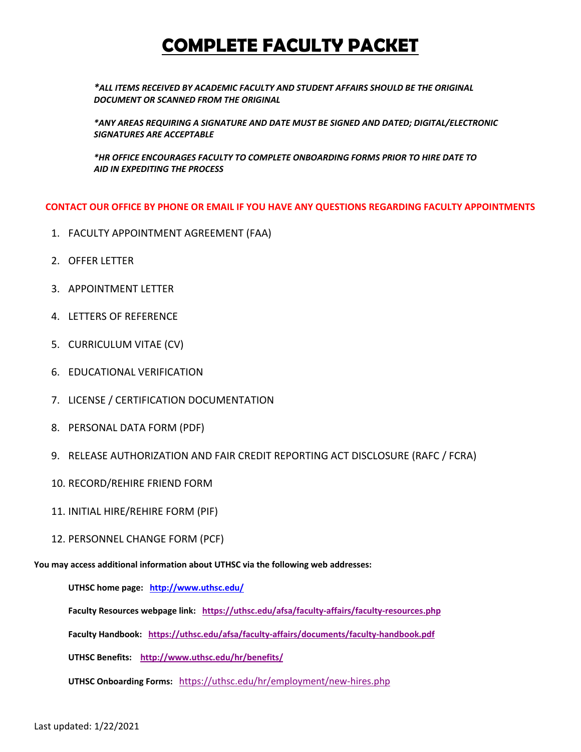# COMPLETE FACULTY PACKET

*\*ALL ITEMS RECEIVED BY ACADEMIC FACULTY AND STUDENT AFFAIRS SHOULD BE THE ORIGINAL DOCUMENT OR SCANNED FROM THE ORIGINAL*

*\*ANY AREAS REQUIRING A SIGNATURE AND DATE MUST BE SIGNED AND DATED; DIGITAL/ELECTRONIC SIGNATURES ARE ACCEPTABLE*

*\*HR OFFICE ENCOURAGES FACULTY TO COMPLETE ONBOARDING FORMS PRIOR TO HIRE DATE TO AID IN EXPEDITING THE PROCESS*

**CONTACT OUR OFFICE BY PHONE OR EMAIL IF YOU HAVE ANY QUESTIONS REGARDING FACULTY APPOINTMENTS**

1. FACULTY APPOINTMENT AGREEMENT (FAA)
2. OFFER LETTER
3. APPOINTMENT LETTER
4. LETTERS OF REFERENCE
5. CURRICULUM VITAE (CV)
6. EDUCATIONAL VERIFICATION
7. LICENSE / CERTIFICATION DOCUMENTATION
8. PERSONAL DATA FORM (PDF)
9. RELEASE AUTHORIZATION AND FAIR CREDIT REPORTING ACT DISCLOSURE (RAFC / FCRA)
10. RECORD/REHIRE FRIEND FORM
11. INITIAL HIRE/REHIRE FORM (PIF)
12. PERSONNEL CHANGE FORM (PCF)

**You may access additional information about UTHSC via the following web addresses:**

**UTHSC home page:** http://www.uthsc.edu/

**Faculty Resources webpage link:** https://uthsc.edu/afsa/faculty-affairs/faculty-resources.php

**Faculty Handbook:** https://uthsc.edu/afsa/faculty-affairs/documents/faculty-handbook.pdf

**UTHSC Benefits:** http://www.uthsc.edu/hr/benefits/

**UTHSC Onboarding Forms:** https://uthsc.edu/hr/employment/new-hires.php

Last updated: 1/22/2021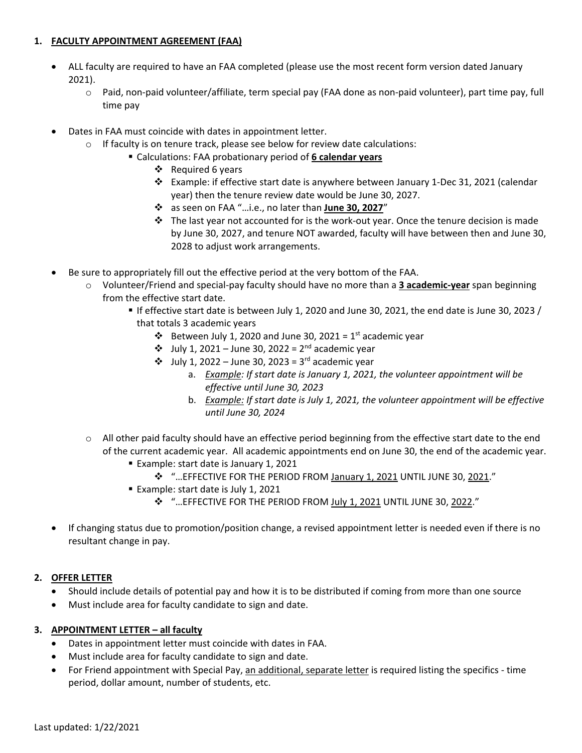1. **<u>FACULTY APPOINTMENT AGREEMENT (FAA)</u>**

- ALL faculty are required to have an FAA completed (please use the most recent form version dated January 2021).
  - Paid, non-paid volunteer/affiliate, term special pay (FAA done as non-paid volunteer), part time pay, full time pay

- Dates in FAA must coincide with dates in appointment letter.
  - If faculty is on tenure track, please see below for review date calculations:
    - Calculations: FAA probationary period of **<u>6 calendar years</u>**
      - Required 6 years
      - Example: if effective start date is anywhere between January 1-Dec 31, 2021 (calendar year) then the tenure review date would be June 30, 2027.
      - as seen on FAA "…i.e., no later than **<u>June 30, 2027</u>**"
      - The last year not accounted for is the work-out year. Once the tenure decision is made by June 30, 2027, and tenure NOT awarded, faculty will have between then and June 30, 2028 to adjust work arrangements.

- Be sure to appropriately fill out the effective period at the very bottom of the FAA.
  - Volunteer/Friend and special-pay faculty should have no more than a **<u>3 academic-year</u>** span beginning from the effective start date.
    - If effective start date is between July 1, 2020 and June 30, 2021, the end date is June 30, 2023 / that totals 3 academic years
      - Between July 1, 2020 and June 30, 2021 = 1st academic year
      - July 1, 2021 – June 30, 2022 = 2nd academic year
      - July 1, 2022 – June 30, 2023 = 3rd academic year
        a. *<u>Example</u>: If start date is January 1, 2021, the volunteer appointment will be effective until June 30, 2023*
        b. *<u>Example:</u> If start date is July 1, 2021, the volunteer appointment will be effective until June 30, 2024*
  - All other paid faculty should have an effective period beginning from the effective start date to the end of the current academic year. All academic appointments end on June 30, the end of the academic year.
    - Example: start date is January 1, 2021
      - "…EFFECTIVE FOR THE PERIOD FROM <u>January 1, 2021</u> UNTIL JUNE 30, <u>2021</u>."
    - Example: start date is July 1, 2021
      - "…EFFECTIVE FOR THE PERIOD FROM <u>July 1, 2021</u> UNTIL JUNE 30, <u>2022</u>."

- If changing status due to promotion/position change, a revised appointment letter is needed even if there is no resultant change in pay.

2. **<u>OFFER LETTER</u>**
- Should include details of potential pay and how it is to be distributed if coming from more than one source
- Must include area for faculty candidate to sign and date.

3. **<u>APPOINTMENT LETTER – all faculty</u>**
- Dates in appointment letter must coincide with dates in FAA.
- Must include area for faculty candidate to sign and date.
- For Friend appointment with Special Pay, <u>an additional, separate letter</u> is required listing the specifics - time period, dollar amount, number of students, etc.

Last updated: 1/22/2021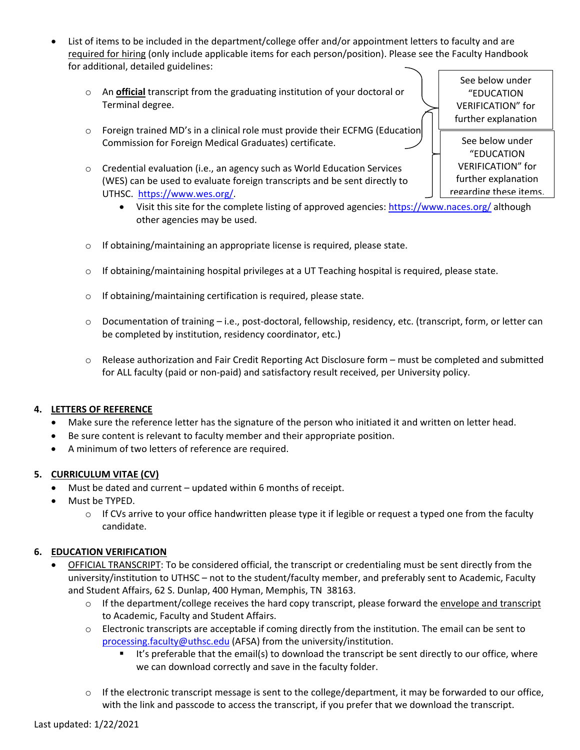- List of items to be included in the department/college offer and/or appointment letters to faculty and are required for hiring (only include applicable items for each person/position). Please see the Faculty Handbook for additional, detailed guidelines:
  - An **official** transcript from the graduating institution of your doctoral or Terminal degree.
  - Foreign trained MD's in a clinical role must provide their ECFMG (Education Commission for Foreign Medical Graduates) certificate.
  - Credential evaluation (i.e., an agency such as World Education Services (WES) can be used to evaluate foreign transcripts and be sent directly to UTHSC. https://www.wes.org/.
    - Visit this site for the complete listing of approved agencies: https://www.naces.org/ although other agencies may be used.
  - If obtaining/maintaining an appropriate license is required, please state.
  - If obtaining/maintaining hospital privileges at a UT Teaching hospital is required, please state.
  - If obtaining/maintaining certification is required, please state.
  - Documentation of training – i.e., post-doctoral, fellowship, residency, etc. (transcript, form, or letter can be completed by institution, residency coordinator, etc.)
  - Release authorization and Fair Credit Reporting Act Disclosure form – must be completed and submitted for ALL faculty (paid or non-paid) and satisfactory result received, per University policy.

See below under "EDUCATION VERIFICATION" for further explanation

See below under "EDUCATION VERIFICATION" for further explanation regarding these items.

**4. LETTERS OF REFERENCE**

- Make sure the reference letter has the signature of the person who initiated it and written on letter head.
- Be sure content is relevant to faculty member and their appropriate position.
- A minimum of two letters of reference are required.

**5. CURRICULUM VITAE (CV)**

- Must be dated and current – updated within 6 months of receipt.
- Must be TYPED.
  - If CVs arrive to your office handwritten please type it if legible or request a typed one from the faculty candidate.

**6. EDUCATION VERIFICATION**

- OFFICIAL TRANSCRIPT: To be considered official, the transcript or credentialing must be sent directly from the university/institution to UTHSC – not to the student/faculty member, and preferably sent to Academic, Faculty and Student Affairs, 62 S. Dunlap, 400 Hyman, Memphis, TN 38163.
  - If the department/college receives the hard copy transcript, please forward the envelope and transcript to Academic, Faculty and Student Affairs.
  - Electronic transcripts are acceptable if coming directly from the institution. The email can be sent to processing.faculty@uthsc.edu (AFSA) from the university/institution.
    - It's preferable that the email(s) to download the transcript be sent directly to our office, where we can download correctly and save in the faculty folder.
  - If the electronic transcript message is sent to the college/department, it may be forwarded to our office, with the link and passcode to access the transcript, if you prefer that we download the transcript.

Last updated: 1/22/2021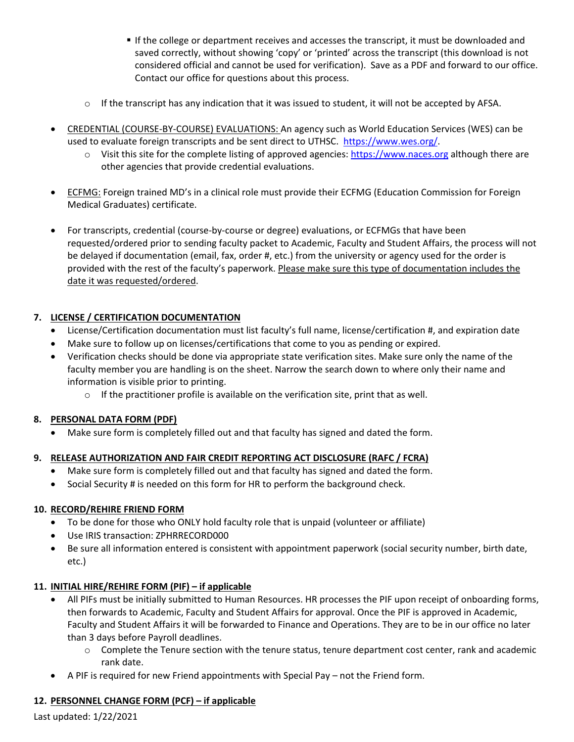- If the college or department receives and accesses the transcript, it must be downloaded and saved correctly, without showing 'copy' or 'printed' across the transcript (this download is not considered official and cannot be used for verification). Save as a PDF and forward to our office. Contact our office for questions about this process.

  - If the transcript has any indication that it was issued to student, it will not be accepted by AFSA.

- <u>CREDENTIAL (COURSE-BY-COURSE) EVALUATIONS:</u> An agency such as World Education Services (WES) can be used to evaluate foreign transcripts and be sent direct to UTHSC. https://www.wes.org/.
  - Visit this site for the complete listing of approved agencies: https://www.naces.org although there are other agencies that provide credential evaluations.

- <u>ECFMG:</u> Foreign trained MD's in a clinical role must provide their ECFMG (Education Commission for Foreign Medical Graduates) certificate.

- For transcripts, credential (course-by-course or degree) evaluations, or ECFMGs that have been requested/ordered prior to sending faculty packet to Academic, Faculty and Student Affairs, the process will not be delayed if documentation (email, fax, order #, etc.) from the university or agency used for the order is provided with the rest of the faculty's paperwork. <u>Please make sure this type of documentation includes the date it was requested/ordered</u>.

**7. <u>LICENSE / CERTIFICATION DOCUMENTATION</u>**

- License/Certification documentation must list faculty's full name, license/certification #, and expiration date
- Make sure to follow up on licenses/certifications that come to you as pending or expired.
- Verification checks should be done via appropriate state verification sites. Make sure only the name of the faculty member you are handling is on the sheet. Narrow the search down to where only their name and information is visible prior to printing.
  - If the practitioner profile is available on the verification site, print that as well.

**8. <u>PERSONAL DATA FORM (PDF)</u>**

- Make sure form is completely filled out and that faculty has signed and dated the form.

**9. <u>RELEASE AUTHORIZATION AND FAIR CREDIT REPORTING ACT DISCLOSURE (RAFC / FCRA)</u>**

- Make sure form is completely filled out and that faculty has signed and dated the form.
- Social Security # is needed on this form for HR to perform the background check.

**10. <u>RECORD/REHIRE FRIEND FORM</u>**

- To be done for those who ONLY hold faculty role that is unpaid (volunteer or affiliate)
- Use IRIS transaction: ZPHRRECORD000
- Be sure all information entered is consistent with appointment paperwork (social security number, birth date, etc.)

**11. <u>INITIAL HIRE/REHIRE FORM (PIF) – if applicable</u>**

- All PIFs must be initially submitted to Human Resources. HR processes the PIF upon receipt of onboarding forms, then forwards to Academic, Faculty and Student Affairs for approval. Once the PIF is approved in Academic, Faculty and Student Affairs it will be forwarded to Finance and Operations. They are to be in our office no later than 3 days before Payroll deadlines.
  - Complete the Tenure section with the tenure status, tenure department cost center, rank and academic rank date.
- A PIF is required for new Friend appointments with Special Pay – not the Friend form.

**12. <u>PERSONNEL CHANGE FORM (PCF) – if applicable</u>**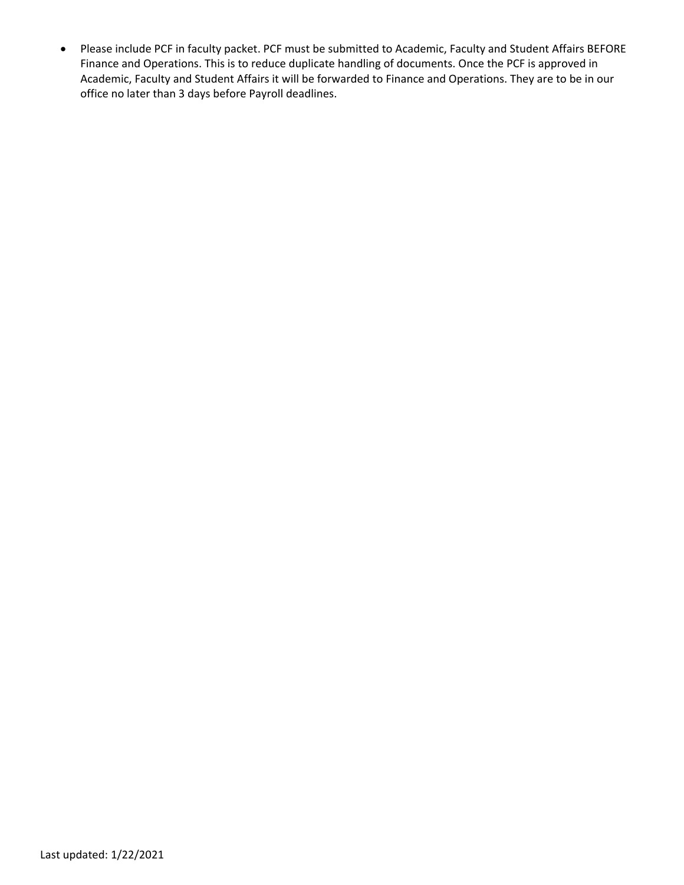- Please include PCF in faculty packet. PCF must be submitted to Academic, Faculty and Student Affairs BEFORE Finance and Operations. This is to reduce duplicate handling of documents. Once the PCF is approved in Academic, Faculty and Student Affairs it will be forwarded to Finance and Operations. They are to be in our office no later than 3 days before Payroll deadlines.

Last updated: 1/22/2021